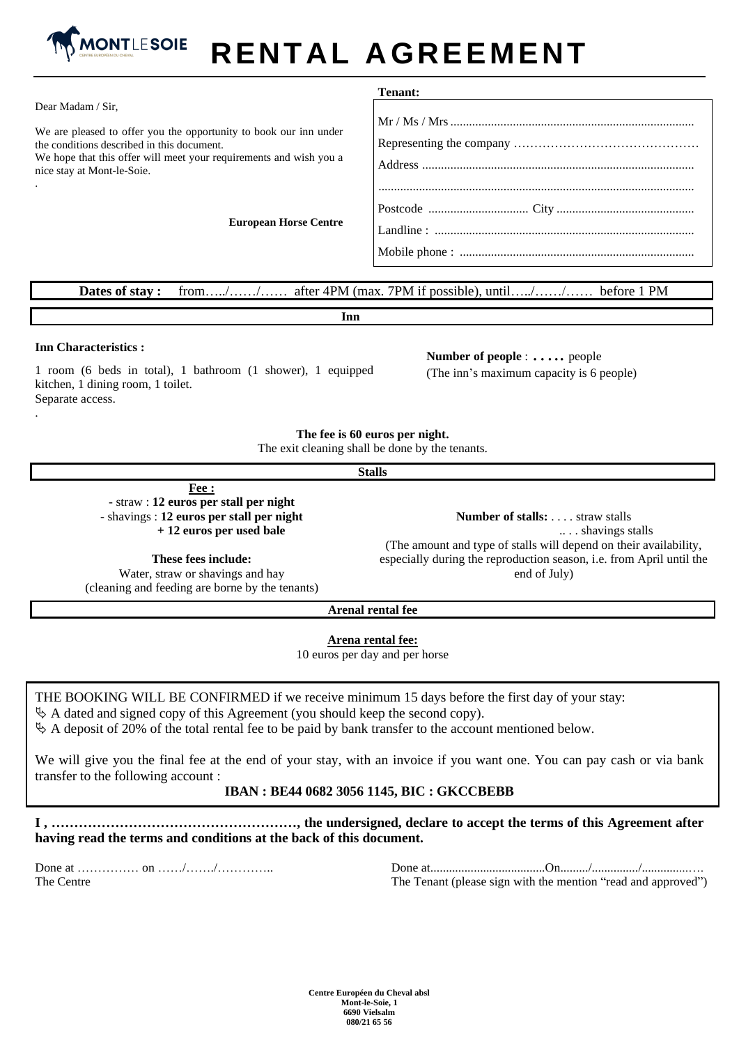MONTLESOIE
CENTRE EUROPÉEN DU CHEVAL

# RENTAL AGREEMENT

Dear Madam / Sir,

We are pleased to offer you the opportunity to book our inn under the conditions described in this document.
We hope that this offer will meet your requirements and wish you a nice stay at Mont-le-Soie.

**European Horse Centre**

**Tenant:**

Mr / Ms / Mrs ............................................................................

Representing the company ………………………………………

Address .....................................................................................

...................................................................................................

Postcode ................................ City ...........................................

Landline : ..................................................................................

Mobile phone : ..........................................................................

**Dates of stay :** from…../……/…… after 4PM (max. 7PM if possible), until…../……/…… before 1 PM

## Inn

**Inn Characteristics :**

1 room (6 beds in total), 1 bathroom (1 shower), 1 equipped kitchen, 1 dining room, 1 toilet.
Separate access.

**Number of people** : **. . . . .** people
(The inn's maximum capacity is 6 people)

**The fee is 60 euros per night.**
The exit cleaning shall be done by the tenants.

## Stalls

**Fee :**
- straw : **12 euros per stall per night**
- shavings : **12 euros per stall per night + 12 euros per used bale**

**These fees include:**
Water, straw or shavings and hay
(cleaning and feeding are borne by the tenants)

**Number of stalls:** . . . . straw stalls
.. . . shavings stalls
(The amount and type of stalls will depend on their availability, especially during the reproduction season, i.e. from April until the end of July)

## Arenal rental fee

**Arena rental fee:**
10 euros per day and per horse

THE BOOKING WILL BE CONFIRMED if we receive minimum 15 days before the first day of your stay:
- A dated and signed copy of this Agreement (you should keep the second copy).
- A deposit of 20% of the total rental fee to be paid by bank transfer to the account mentioned below.

We will give you the final fee at the end of your stay, with an invoice if you want one. You can pay cash or via bank transfer to the following account :

**IBAN : BE44 0682 3056 1145, BIC : GKCCBEBB**

**I , ………………………………………………, the undersigned, declare to accept the terms of this Agreement after having read the terms and conditions at the back of this document.**

Done at …………… on ……/……./…………..
The Centre

Done at....................................On........./.............../................…
The Tenant (please sign with the mention "read and approved")

**Centre Européen du Cheval absl**
**Mont-le-Soie, 1**
**6690 Vielsalm**
**080/21 65 56**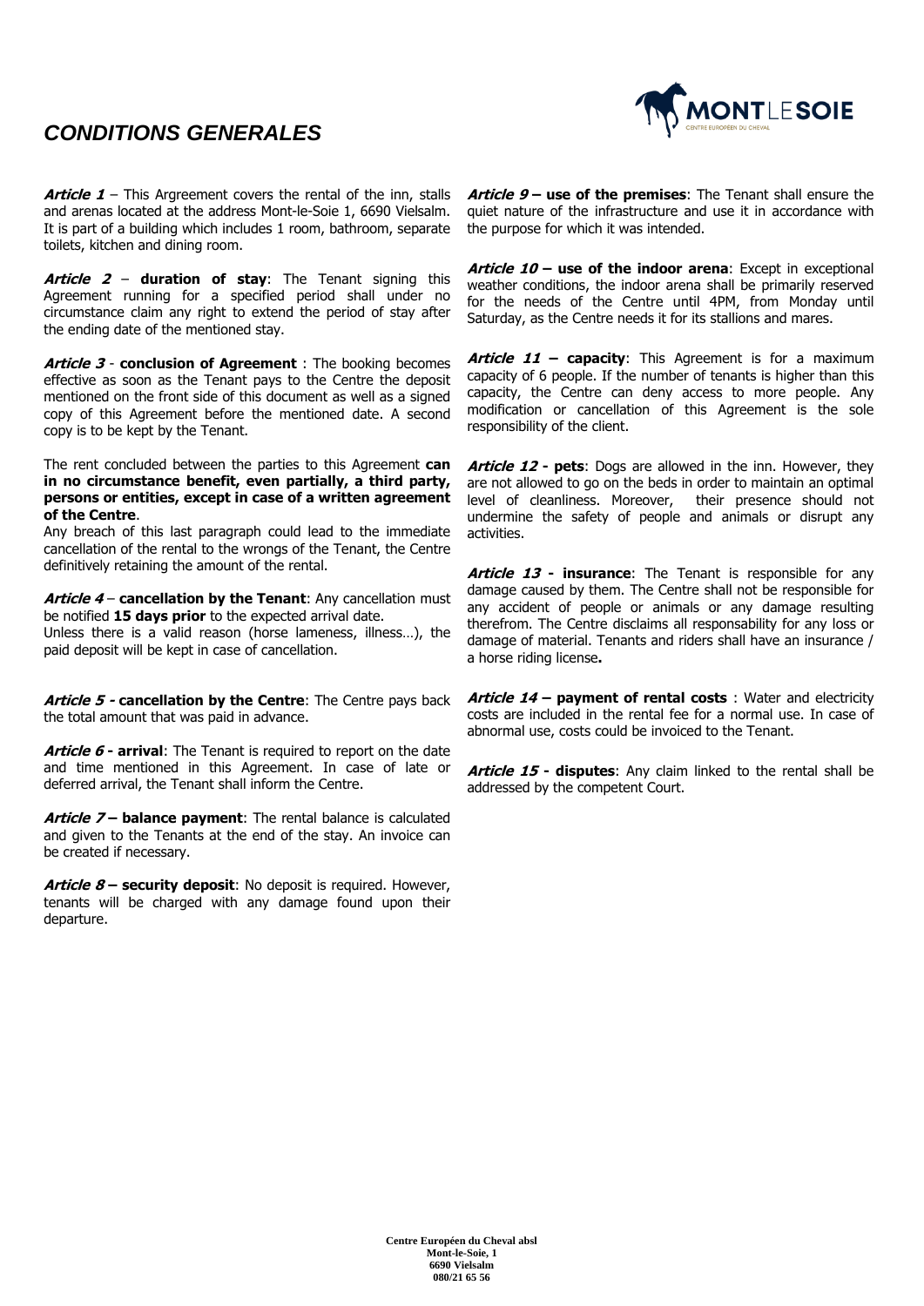# *CONDITIONS GENERALES*

***Article 1*** – This Argreement covers the rental of the inn, stalls and arenas located at the address Mont-le-Soie 1, 6690 Vielsalm. It is part of a building which includes 1 room, bathroom, separate toilets, kitchen and dining room.

***Article 2*** – **duration of stay**: The Tenant signing this Agreement running for a specified period shall under no circumstance claim any right to extend the period of stay after the ending date of the mentioned stay.

***Article 3*** - **conclusion of Agreement** : The booking becomes effective as soon as the Tenant pays to the Centre the deposit mentioned on the front side of this document as well as a signed copy of this Agreement before the mentioned date. A second copy is to be kept by the Tenant.

The rent concluded between the parties to this Agreement **can in no circumstance benefit, even partially, a third party, persons or entities, except in case of a written agreement of the Centre**.
Any breach of this last paragraph could lead to the immediate cancellation of the rental to the wrongs of the Tenant, the Centre definitively retaining the amount of the rental.

***Article 4*** – **cancellation by the Tenant**: Any cancellation must be notified **15 days prior** to the expected arrival date.
Unless there is a valid reason (horse lameness, illness…), the paid deposit will be kept in case of cancellation.

***Article 5*** **- cancellation by the Centre**: The Centre pays back the total amount that was paid in advance.

***Article 6*** **- arrival**: The Tenant is required to report on the date and time mentioned in this Agreement. In case of late or deferred arrival, the Tenant shall inform the Centre.

***Article 7*** **– balance payment**: The rental balance is calculated and given to the Tenants at the end of the stay. An invoice can be created if necessary.

***Article 8*** **– security deposit**: No deposit is required. However, tenants will be charged with any damage found upon their departure.

***Article 9*** **– use of the premises**: The Tenant shall ensure the quiet nature of the infrastructure and use it in accordance with the purpose for which it was intended.

***Article 10*** **– use of the indoor arena**: Except in exceptional weather conditions, the indoor arena shall be primarily reserved for the needs of the Centre until 4PM, from Monday until Saturday, as the Centre needs it for its stallions and mares.

***Article 11*** **– capacity**: This Agreement is for a maximum capacity of 6 people. If the number of tenants is higher than this capacity, the Centre can deny access to more people. Any modification or cancellation of this Agreement is the sole responsibility of the client.

***Article 12*** **- pets**: Dogs are allowed in the inn. However, they are not allowed to go on the beds in order to maintain an optimal level of cleanliness. Moreover, their presence should not undermine the safety of people and animals or disrupt any activities.

***Article 13*** **- insurance**: The Tenant is responsible for any damage caused by them. The Centre shall not be responsible for any accident of people or animals or any damage resulting therefrom. The Centre disclaims all responsability for any loss or damage of material. Tenants and riders shall have an insurance / a horse riding license**.**

***Article 14*** **– payment of rental costs** : Water and electricity costs are included in the rental fee for a normal use. In case of abnormal use, costs could be invoiced to the Tenant.

***Article 15*** **- disputes**: Any claim linked to the rental shall be addressed by the competent Court.

**Centre Européen du Cheval absl**
**Mont-le-Soie, 1**
**6690 Vielsalm**
**080/21 65 56**